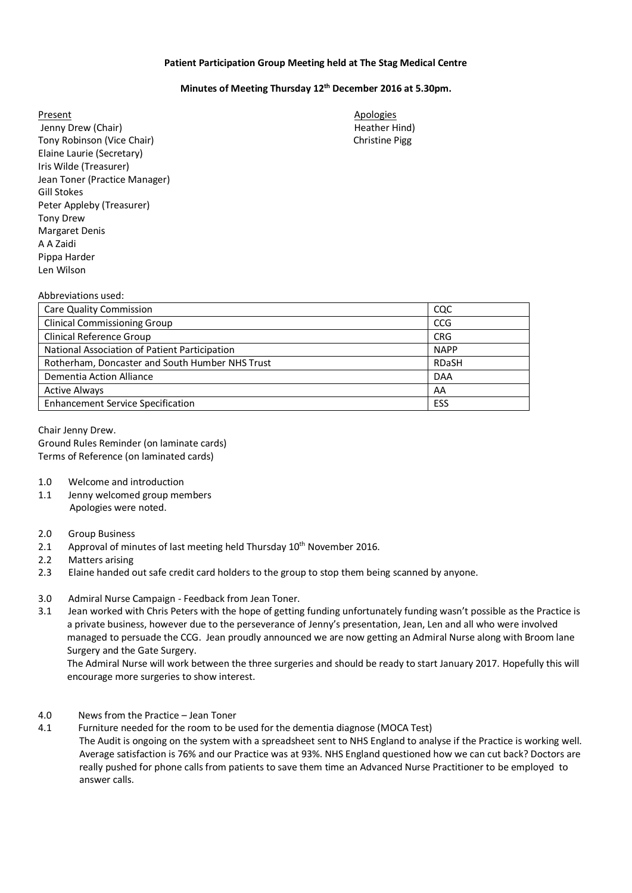**Patient Participation Group Meeting held at The Stag Medical Centre**

**Minutes of Meeting Thursday 12th December 2016 at 5.30pm.**

Present
Jenny Drew (Chair)
Tony Robinson (Vice Chair)
Elaine Laurie (Secretary)
Iris Wilde (Treasurer)
Jean Toner (Practice Manager)
Gill Stokes
Peter Appleby (Treasurer)
Tony Drew
Margaret Denis
A A Zaidi
Pippa Harder
Len Wilson

Apologies
Heather Hind)
Christine Pigg

Abbreviations used:

| | |
|---|---|
| Care Quality Commission | CQC |
| Clinical Commissioning Group | CCG |
| Clinical Reference Group | CRG |
| National Association of Patient Participation | NAPP |
| Rotherham, Doncaster and South Humber NHS Trust | RDaSH |
| Dementia Action Alliance | DAA |
| Active Always | AA |
| Enhancement Service Specification | ESS |

Chair Jenny Drew.
Ground Rules Reminder (on laminate cards)
Terms of Reference (on laminated cards)

1.0 Welcome and introduction
1.1 Jenny welcomed group members
Apologies were noted.

2.0 Group Business
2.1 Approval of minutes of last meeting held Thursday 10th November 2016.
2.2 Matters arising
2.3 Elaine handed out safe credit card holders to the group to stop them being scanned by anyone.

3.0 Admiral Nurse Campaign - Feedback from Jean Toner.
3.1 Jean worked with Chris Peters with the hope of getting funding unfortunately funding wasn't possible as the Practice is a private business, however due to the perseverance of Jenny's presentation, Jean, Len and all who were involved managed to persuade the CCG. Jean proudly announced we are now getting an Admiral Nurse along with Broom lane Surgery and the Gate Surgery.
The Admiral Nurse will work between the three surgeries and should be ready to start January 2017. Hopefully this will encourage more surgeries to show interest.

4.0 News from the Practice – Jean Toner
4.1 Furniture needed for the room to be used for the dementia diagnose (MOCA Test)
The Audit is ongoing on the system with a spreadsheet sent to NHS England to analyse if the Practice is working well. Average satisfaction is 76% and our Practice was at 93%. NHS England questioned how we can cut back? Doctors are really pushed for phone calls from patients to save them time an Advanced Nurse Practitioner to be employed to answer calls.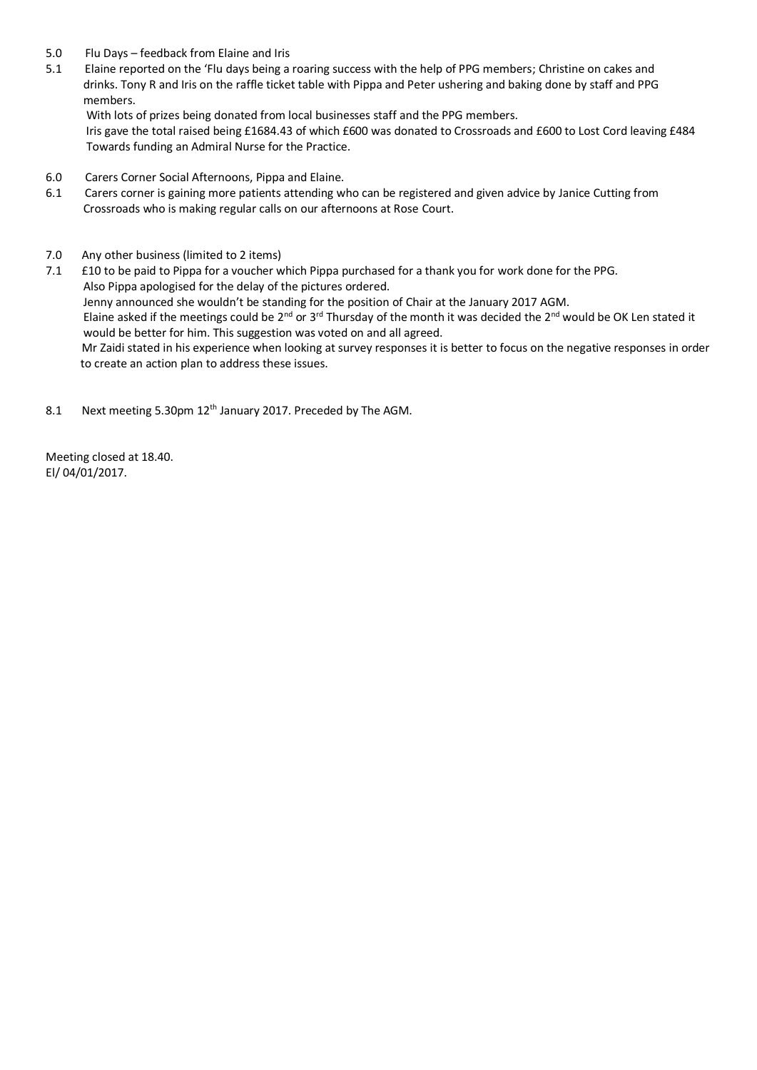5.0 Flu Days – feedback from Elaine and Iris

5.1 Elaine reported on the 'Flu days being a roaring success with the help of PPG members; Christine on cakes and drinks. Tony R and Iris on the raffle ticket table with Pippa and Peter ushering and baking done by staff and PPG members.
With lots of prizes being donated from local businesses staff and the PPG members.
Iris gave the total raised being £1684.43 of which £600 was donated to Crossroads and £600 to Lost Cord leaving £484 Towards funding an Admiral Nurse for the Practice.

6.0 Carers Corner Social Afternoons, Pippa and Elaine.

6.1 Carers corner is gaining more patients attending who can be registered and given advice by Janice Cutting from Crossroads who is making regular calls on our afternoons at Rose Court.

7.0 Any other business (limited to 2 items)

7.1 £10 to be paid to Pippa for a voucher which Pippa purchased for a thank you for work done for the PPG.
Also Pippa apologised for the delay of the pictures ordered.
Jenny announced she wouldn't be standing for the position of Chair at the January 2017 AGM.
Elaine asked if the meetings could be 2nd or 3rd Thursday of the month it was decided the 2nd would be OK Len stated it would be better for him. This suggestion was voted on and all agreed.
Mr Zaidi stated in his experience when looking at survey responses it is better to focus on the negative responses in order to create an action plan to address these issues.

8.1 Next meeting 5.30pm 12th January 2017. Preceded by The AGM.

Meeting closed at 18.40.
El/ 04/01/2017.